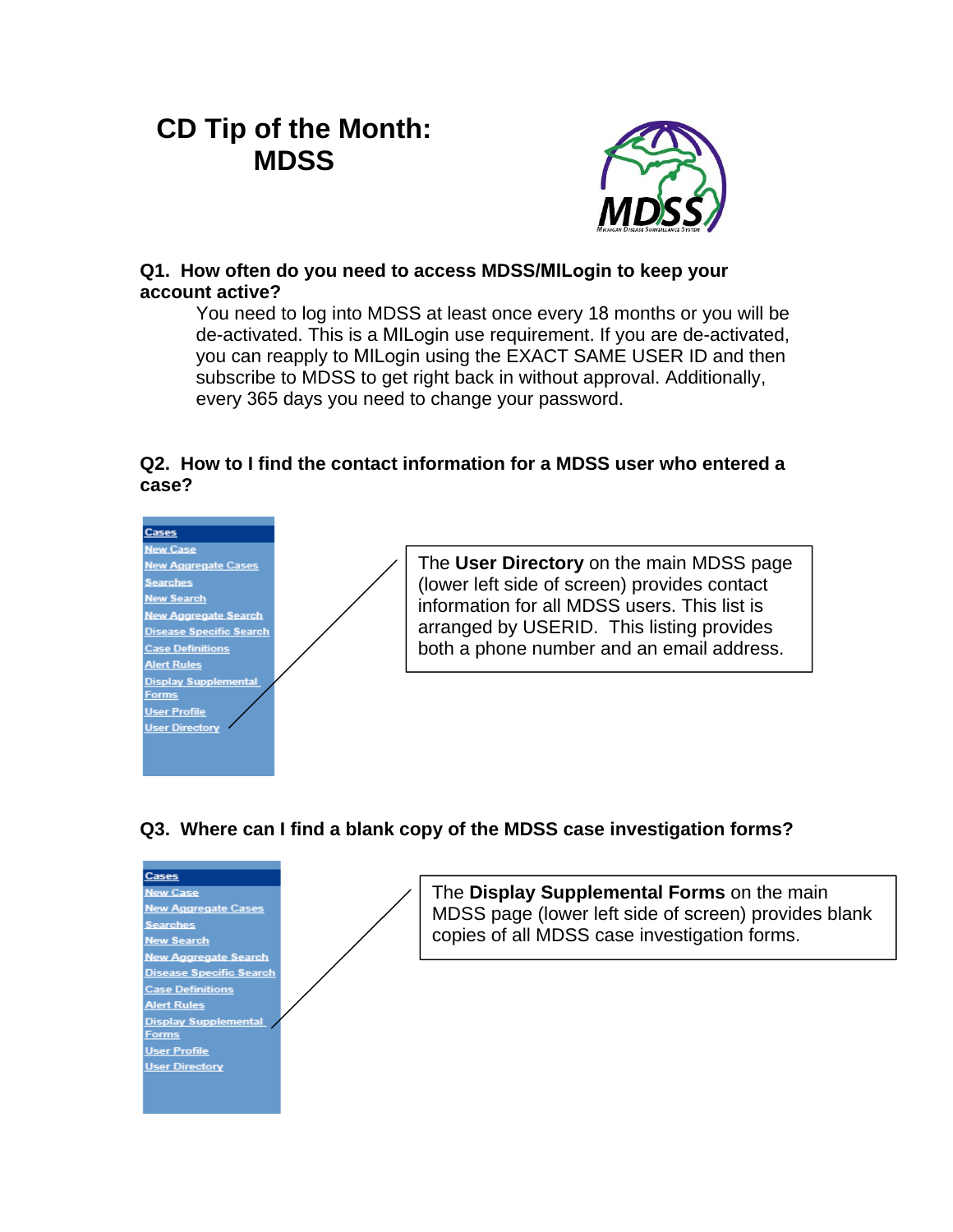# CD Tip of the Month: MDSS

**Q1. How often do you need to access MDSS/MILogin to keep your account active?**

You need to log into MDSS at least once every 18 months or you will be de-activated. This is a MILogin use requirement. If you are de-activated, you can reapply to MILogin using the EXACT SAME USER ID and then subscribe to MDSS to get right back in without approval. Additionally, every 365 days you need to change your password.

**Q2. How to I find the contact information for a MDSS user who entered a case?**

Cases
New Case
New Aggregate Cases
Searches
New Search
New Aggregate Search
Disease Specific Search
Case Definitions
Alert Rules
Display Supplemental Forms
User Profile
User Directory

The **User Directory** on the main MDSS page (lower left side of screen) provides contact information for all MDSS users. This list is arranged by USERID. This listing provides both a phone number and an email address.

**Q3. Where can I find a blank copy of the MDSS case investigation forms?**

Cases
New Case
New Aggregate Cases
Searches
New Search
New Aggregate Search
Disease Specific Search
Case Definitions
Alert Rules
Display Supplemental Forms
User Profile
User Directory

The **Display Supplemental Forms** on the main MDSS page (lower left side of screen) provides blank copies of all MDSS case investigation forms.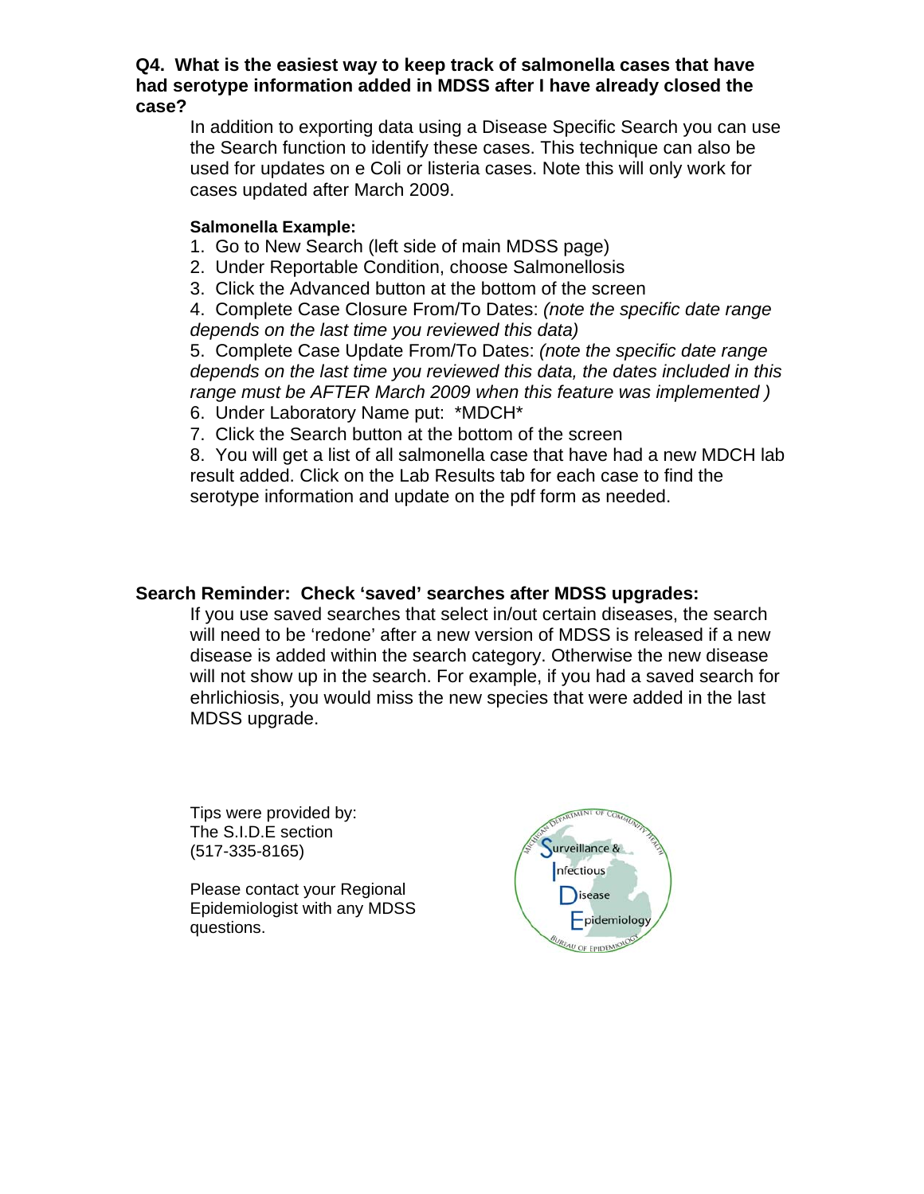**Q4. What is the easiest way to keep track of salmonella cases that have had serotype information added in MDSS after I have already closed the case?**

In addition to exporting data using a Disease Specific Search you can use the Search function to identify these cases. This technique can also be used for updates on e Coli or listeria cases. Note this will only work for cases updated after March 2009.

**Salmonella Example:**

1. Go to New Search (left side of main MDSS page)
2. Under Reportable Condition, choose Salmonellosis
3. Click the Advanced button at the bottom of the screen
4. Complete Case Closure From/To Dates: *(note the specific date range depends on the last time you reviewed this data)*
5. Complete Case Update From/To Dates: *(note the specific date range depends on the last time you reviewed this data, the dates included in this range must be AFTER March 2009 when this feature was implemented )*
6. Under Laboratory Name put: *MDCH*
7. Click the Search button at the bottom of the screen
8. You will get a list of all salmonella case that have had a new MDCH lab result added. Click on the Lab Results tab for each case to find the serotype information and update on the pdf form as needed.

**Search Reminder: Check 'saved' searches after MDSS upgrades:**

If you use saved searches that select in/out certain diseases, the search will need to be 'redone' after a new version of MDSS is released if a new disease is added within the search category. Otherwise the new disease will not show up in the search. For example, if you had a saved search for ehrlichiosis, you would miss the new species that were added in the last MDSS upgrade.

Tips were provided by:
The S.I.D.E section
(517-335-8165)

Please contact your Regional Epidemiologist with any MDSS questions.

Michigan Department of Community Health
Surveillance & Infectious Disease Epidemiology
Bureau of Epidemiology